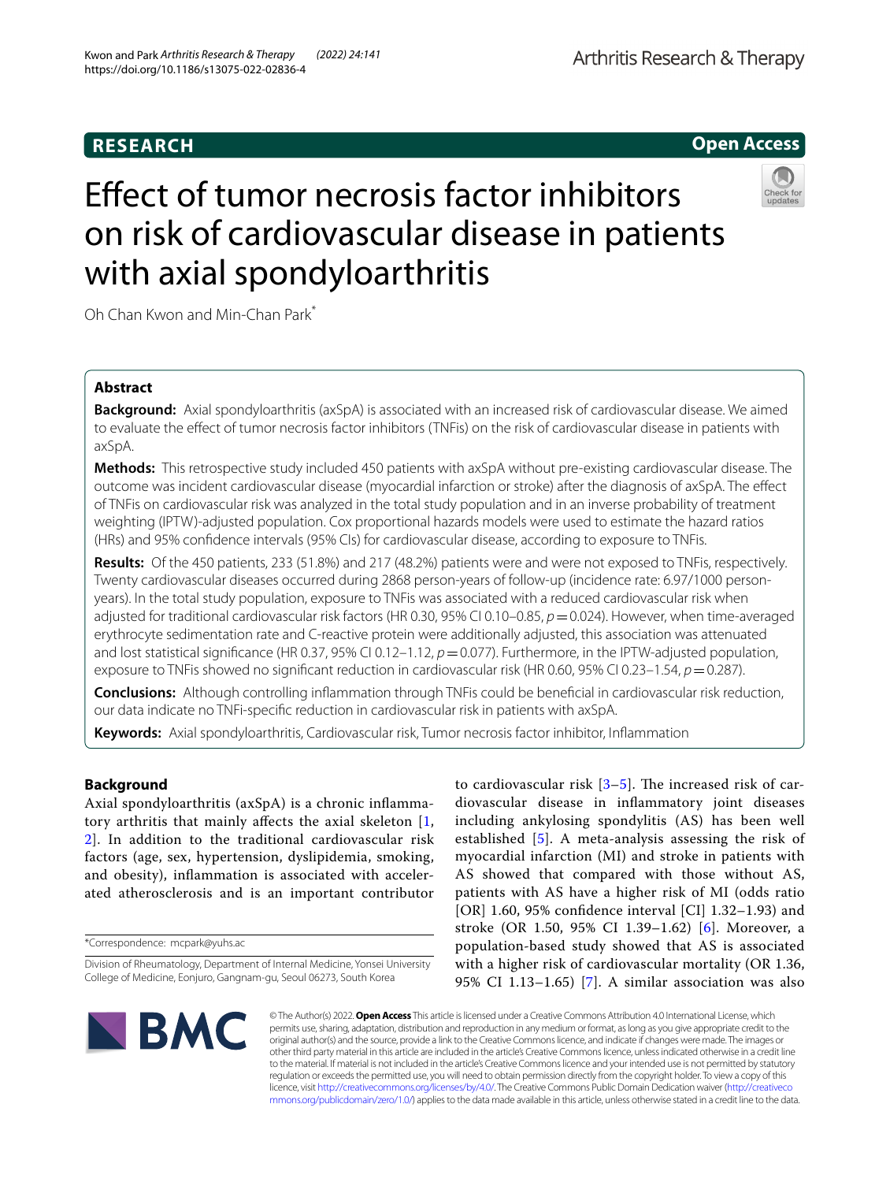RESEARCH

Open Access

# Effect of tumor necrosis factor inhibitors on risk of cardiovascular disease in patients with axial spondyloarthritis

Oh Chan Kwon and Min-Chan Park*

## Abstract

**Background:** Axial spondyloarthritis (axSpA) is associated with an increased risk of cardiovascular disease. We aimed to evaluate the effect of tumor necrosis factor inhibitors (TNFis) on the risk of cardiovascular disease in patients with axSpA.

**Methods:** This retrospective study included 450 patients with axSpA without pre-existing cardiovascular disease. The outcome was incident cardiovascular disease (myocardial infarction or stroke) after the diagnosis of axSpA. The effect of TNFis on cardiovascular risk was analyzed in the total study population and in an inverse probability of treatment weighting (IPTW)-adjusted population. Cox proportional hazards models were used to estimate the hazard ratios (HRs) and 95% confidence intervals (95% CIs) for cardiovascular disease, according to exposure to TNFis.

**Results:** Of the 450 patients, 233 (51.8%) and 217 (48.2%) patients were and were not exposed to TNFis, respectively. Twenty cardiovascular diseases occurred during 2868 person-years of follow-up (incidence rate: 6.97/1000 person-years). In the total study population, exposure to TNFis was associated with a reduced cardiovascular risk when adjusted for traditional cardiovascular risk factors (HR 0.30, 95% CI 0.10–0.85, $p = 0.024$). However, when time-averaged erythrocyte sedimentation rate and C-reactive protein were additionally adjusted, this association was attenuated and lost statistical significance (HR 0.37, 95% CI 0.12–1.12, $p = 0.077$). Furthermore, in the IPTW-adjusted population, exposure to TNFis showed no significant reduction in cardiovascular risk (HR 0.60, 95% CI 0.23–1.54, $p = 0.287$).

**Conclusions:** Although controlling inflammation through TNFis could be beneficial in cardiovascular risk reduction, our data indicate no TNFi-specific reduction in cardiovascular risk in patients with axSpA.

**Keywords:** Axial spondyloarthritis, Cardiovascular risk, Tumor necrosis factor inhibitor, Inflammation

## Background

Axial spondyloarthritis (axSpA) is a chronic inflammatory arthritis that mainly affects the axial skeleton [1, 2]. In addition to the traditional cardiovascular risk factors (age, sex, hypertension, dyslipidemia, smoking, and obesity), inflammation is associated with accelerated atherosclerosis and is an important contributor to cardiovascular risk [3–5]. The increased risk of cardiovascular disease in inflammatory joint diseases including ankylosing spondylitis (AS) has been well established [5]. A meta-analysis assessing the risk of myocardial infarction (MI) and stroke in patients with AS showed that compared with those without AS, patients with AS have a higher risk of MI (odds ratio [OR] 1.60, 95% confidence interval [CI] 1.32–1.93) and stroke (OR 1.50, 95% CI 1.39–1.62) [6]. Moreover, a population-based study showed that AS is associated with a higher risk of cardiovascular mortality (OR 1.36, 95% CI 1.13–1.65) [7]. A similar association was also

*Correspondence: mcpark@yuhs.ac

Division of Rheumatology, Department of Internal Medicine, Yonsei University College of Medicine, Eonjuro, Gangnam-gu, Seoul 06273, South Korea

© The Author(s) 2022. **Open Access** This article is licensed under a Creative Commons Attribution 4.0 International License, which permits use, sharing, adaptation, distribution and reproduction in any medium or format, as long as you give appropriate credit to the original author(s) and the source, provide a link to the Creative Commons licence, and indicate if changes were made. The images or other third party material in this article are included in the article's Creative Commons licence, unless indicated otherwise in a credit line to the material. If material is not included in the article's Creative Commons licence and your intended use is not permitted by statutory regulation or exceeds the permitted use, you will need to obtain permission directly from the copyright holder. To view a copy of this licence, visit http://creativecommons.org/licenses/by/4.0/. The Creative Commons Public Domain Dedication waiver (http://creativecommons.org/publicdomain/zero/1.0/) applies to the data made available in this article, unless otherwise stated in a credit line to the data.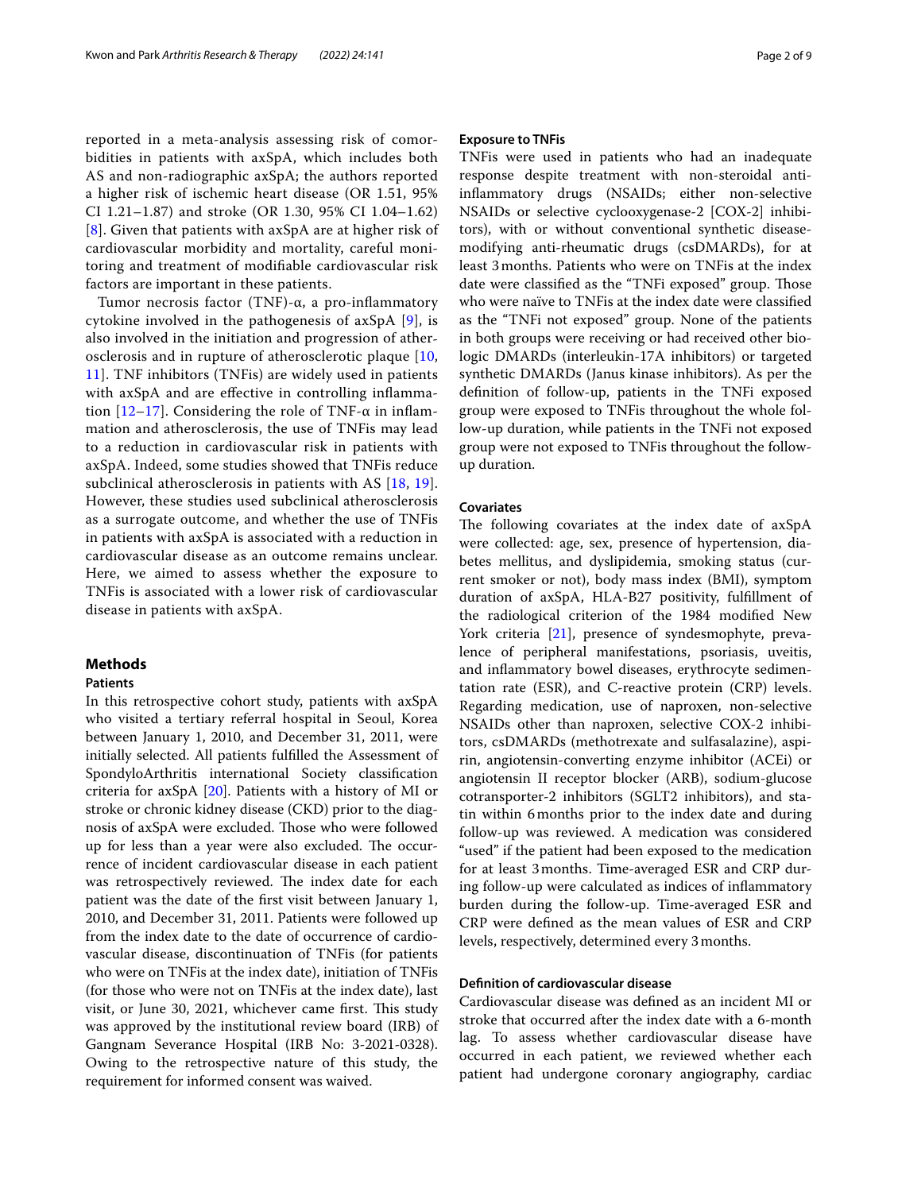reported in a meta-analysis assessing risk of comorbidities in patients with axSpA, which includes both AS and non-radiographic axSpA; the authors reported a higher risk of ischemic heart disease (OR 1.51, 95% CI 1.21–1.87) and stroke (OR 1.30, 95% CI 1.04–1.62) [8]. Given that patients with axSpA are at higher risk of cardiovascular morbidity and mortality, careful monitoring and treatment of modifiable cardiovascular risk factors are important in these patients.

Tumor necrosis factor (TNF)-α, a pro-inflammatory cytokine involved in the pathogenesis of axSpA [9], is also involved in the initiation and progression of atherosclerosis and in rupture of atherosclerotic plaque [10, 11]. TNF inhibitors (TNFis) are widely used in patients with axSpA and are effective in controlling inflammation [12–17]. Considering the role of TNF-α in inflammation and atherosclerosis, the use of TNFis may lead to a reduction in cardiovascular risk in patients with axSpA. Indeed, some studies showed that TNFis reduce subclinical atherosclerosis in patients with AS [18, 19]. However, these studies used subclinical atherosclerosis as a surrogate outcome, and whether the use of TNFis in patients with axSpA is associated with a reduction in cardiovascular disease as an outcome remains unclear. Here, we aimed to assess whether the exposure to TNFis is associated with a lower risk of cardiovascular disease in patients with axSpA.

## Methods

### Patients

In this retrospective cohort study, patients with axSpA who visited a tertiary referral hospital in Seoul, Korea between January 1, 2010, and December 31, 2011, were initially selected. All patients fulfilled the Assessment of SpondyloArthritis international Society classification criteria for axSpA [20]. Patients with a history of MI or stroke or chronic kidney disease (CKD) prior to the diagnosis of axSpA were excluded. Those who were followed up for less than a year were also excluded. The occurrence of incident cardiovascular disease in each patient was retrospectively reviewed. The index date for each patient was the date of the first visit between January 1, 2010, and December 31, 2011. Patients were followed up from the index date to the date of occurrence of cardiovascular disease, discontinuation of TNFis (for patients who were on TNFis at the index date), initiation of TNFis (for those who were not on TNFis at the index date), last visit, or June 30, 2021, whichever came first. This study was approved by the institutional review board (IRB) of Gangnam Severance Hospital (IRB No: 3-2021-0328). Owing to the retrospective nature of this study, the requirement for informed consent was waived.

### Exposure to TNFis

TNFis were used in patients who had an inadequate response despite treatment with non-steroidal anti-inflammatory drugs (NSAIDs; either non-selective NSAIDs or selective cyclooxygenase-2 [COX-2] inhibitors), with or without conventional synthetic disease-modifying anti-rheumatic drugs (csDMARDs), for at least 3 months. Patients who were on TNFis at the index date were classified as the "TNFi exposed" group. Those who were naïve to TNFis at the index date were classified as the "TNFi not exposed" group. None of the patients in both groups were receiving or had received other biologic DMARDs (interleukin-17A inhibitors) or targeted synthetic DMARDs (Janus kinase inhibitors). As per the definition of follow-up, patients in the TNFi exposed group were exposed to TNFis throughout the whole follow-up duration, while patients in the TNFi not exposed group were not exposed to TNFis throughout the follow-up duration.

### Covariates

The following covariates at the index date of axSpA were collected: age, sex, presence of hypertension, diabetes mellitus, and dyslipidemia, smoking status (current smoker or not), body mass index (BMI), symptom duration of axSpA, HLA-B27 positivity, fulfillment of the radiological criterion of the 1984 modified New York criteria [21], presence of syndesmophyte, prevalence of peripheral manifestations, psoriasis, uveitis, and inflammatory bowel diseases, erythrocyte sedimentation rate (ESR), and C-reactive protein (CRP) levels. Regarding medication, use of naproxen, non-selective NSAIDs other than naproxen, selective COX-2 inhibitors, csDMARDs (methotrexate and sulfasalazine), aspirin, angiotensin-converting enzyme inhibitor (ACEi) or angiotensin II receptor blocker (ARB), sodium-glucose cotransporter-2 inhibitors (SGLT2 inhibitors), and statin within 6 months prior to the index date and during follow-up was reviewed. A medication was considered "used" if the patient had been exposed to the medication for at least 3 months. Time-averaged ESR and CRP during follow-up were calculated as indices of inflammatory burden during the follow-up. Time-averaged ESR and CRP were defined as the mean values of ESR and CRP levels, respectively, determined every 3 months.

### Definition of cardiovascular disease

Cardiovascular disease was defined as an incident MI or stroke that occurred after the index date with a 6-month lag. To assess whether cardiovascular disease have occurred in each patient, we reviewed whether each patient had undergone coronary angiography, cardiac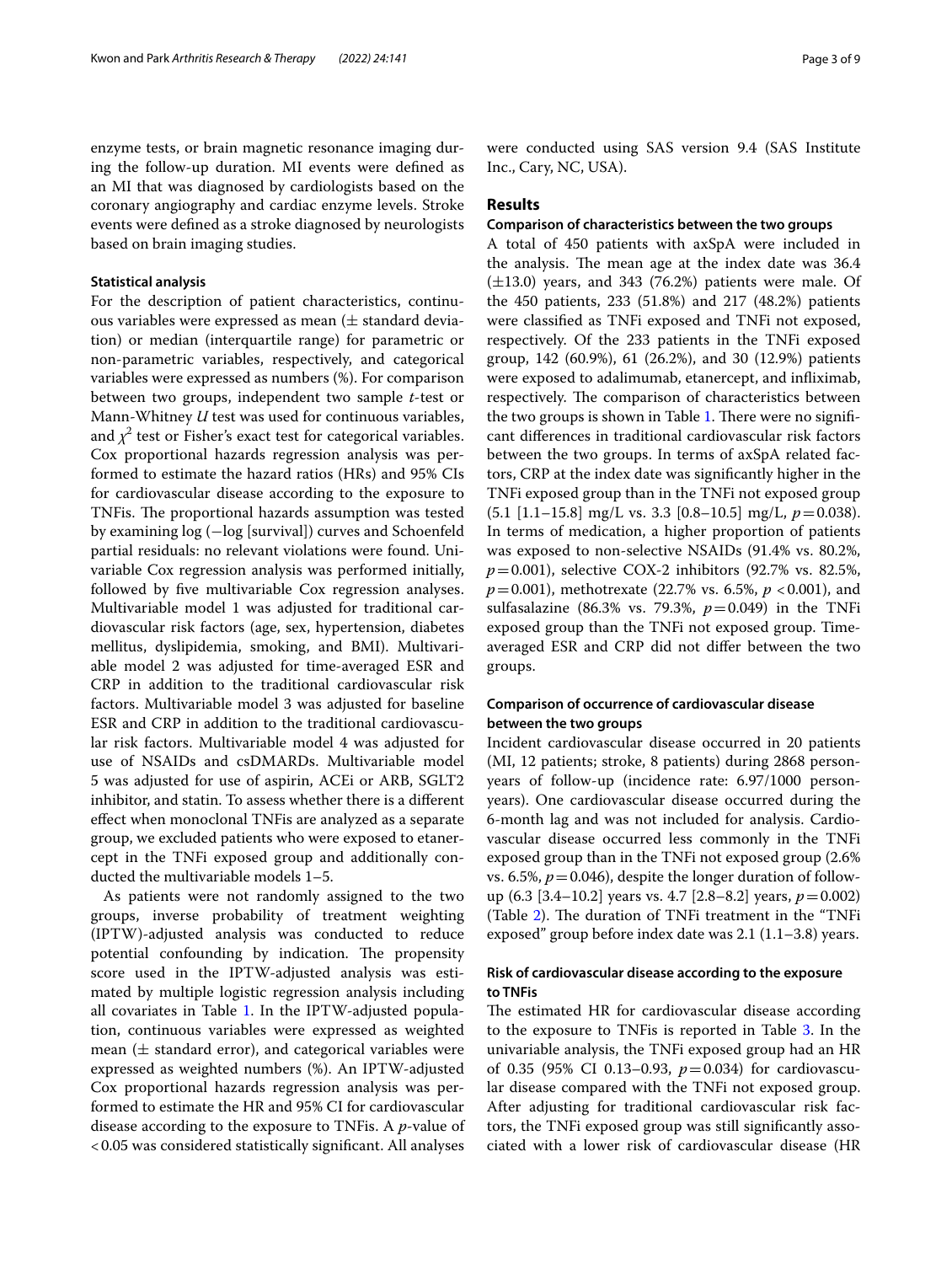enzyme tests, or brain magnetic resonance imaging during the follow-up duration. MI events were defined as an MI that was diagnosed by cardiologists based on the coronary angiography and cardiac enzyme levels. Stroke events were defined as a stroke diagnosed by neurologists based on brain imaging studies.

### Statistical analysis

For the description of patient characteristics, continuous variables were expressed as mean (± standard deviation) or median (interquartile range) for parametric or non-parametric variables, respectively, and categorical variables were expressed as numbers (%). For comparison between two groups, independent two sample *t*-test or Mann-Whitney *U* test was used for continuous variables, and $\chi^2$ test or Fisher's exact test for categorical variables. Cox proportional hazards regression analysis was performed to estimate the hazard ratios (HRs) and 95% CIs for cardiovascular disease according to the exposure to TNFis. The proportional hazards assumption was tested by examining log (−log [survival]) curves and Schoenfeld partial residuals: no relevant violations were found. Univariable Cox regression analysis was performed initially, followed by five multivariable Cox regression analyses. Multivariable model 1 was adjusted for traditional cardiovascular risk factors (age, sex, hypertension, diabetes mellitus, dyslipidemia, smoking, and BMI). Multivariable model 2 was adjusted for time-averaged ESR and CRP in addition to the traditional cardiovascular risk factors. Multivariable model 3 was adjusted for baseline ESR and CRP in addition to the traditional cardiovascular risk factors. Multivariable model 4 was adjusted for use of NSAIDs and csDMARDs. Multivariable model 5 was adjusted for use of aspirin, ACEi or ARB, SGLT2 inhibitor, and statin. To assess whether there is a different effect when monoclonal TNFis are analyzed as a separate group, we excluded patients who were exposed to etanercept in the TNFi exposed group and additionally conducted the multivariable models 1–5.

As patients were not randomly assigned to the two groups, inverse probability of treatment weighting (IPTW)-adjusted analysis was conducted to reduce potential confounding by indication. The propensity score used in the IPTW-adjusted analysis was estimated by multiple logistic regression analysis including all covariates in Table 1. In the IPTW-adjusted population, continuous variables were expressed as weighted mean (± standard error), and categorical variables were expressed as weighted numbers (%). An IPTW-adjusted Cox proportional hazards regression analysis was performed to estimate the HR and 95% CI for cardiovascular disease according to the exposure to TNFis. A *p*-value of <0.05 was considered statistically significant. All analyses were conducted using SAS version 9.4 (SAS Institute Inc., Cary, NC, USA).

## Results

### Comparison of characteristics between the two groups

A total of 450 patients with axSpA were included in the analysis. The mean age at the index date was 36.4 (±13.0) years, and 343 (76.2%) patients were male. Of the 450 patients, 233 (51.8%) and 217 (48.2%) patients were classified as TNFi exposed and TNFi not exposed, respectively. Of the 233 patients in the TNFi exposed group, 142 (60.9%), 61 (26.2%), and 30 (12.9%) patients were exposed to adalimumab, etanercept, and infliximab, respectively. The comparison of characteristics between the two groups is shown in Table 1. There were no significant differences in traditional cardiovascular risk factors between the two groups. In terms of axSpA related factors, CRP at the index date was significantly higher in the TNFi exposed group than in the TNFi not exposed group (5.1 [1.1–15.8] mg/L vs. 3.3 [0.8–10.5] mg/L, $p=0.038$). In terms of medication, a higher proportion of patients was exposed to non-selective NSAIDs (91.4% vs. 80.2%, $p=0.001$), selective COX-2 inhibitors (92.7% vs. 82.5%, $p=0.001$), methotrexate (22.7% vs. 6.5%, $p<0.001$), and sulfasalazine (86.3% vs. 79.3%, $p=0.049$) in the TNFi exposed group than the TNFi not exposed group. Time-averaged ESR and CRP did not differ between the two groups.

### Comparison of occurrence of cardiovascular disease between the two groups

Incident cardiovascular disease occurred in 20 patients (MI, 12 patients; stroke, 8 patients) during 2868 person-years of follow-up (incidence rate: 6.97/1000 person-years). One cardiovascular disease occurred during the 6-month lag and was not included for analysis. Cardiovascular disease occurred less commonly in the TNFi exposed group than in the TNFi not exposed group (2.6% vs. 6.5%, $p=0.046$), despite the longer duration of follow-up (6.3 [3.4–10.2] years vs. 4.7 [2.8–8.2] years, $p=0.002$) (Table 2). The duration of TNFi treatment in the "TNFi exposed" group before index date was 2.1 (1.1–3.8) years.

### Risk of cardiovascular disease according to the exposure to TNFis

The estimated HR for cardiovascular disease according to the exposure to TNFis is reported in Table 3. In the univariable analysis, the TNFi exposed group had an HR of 0.35 (95% CI 0.13–0.93, $p=0.034$) for cardiovascular disease compared with the TNFi not exposed group. After adjusting for traditional cardiovascular risk factors, the TNFi exposed group was still significantly associated with a lower risk of cardiovascular disease (HR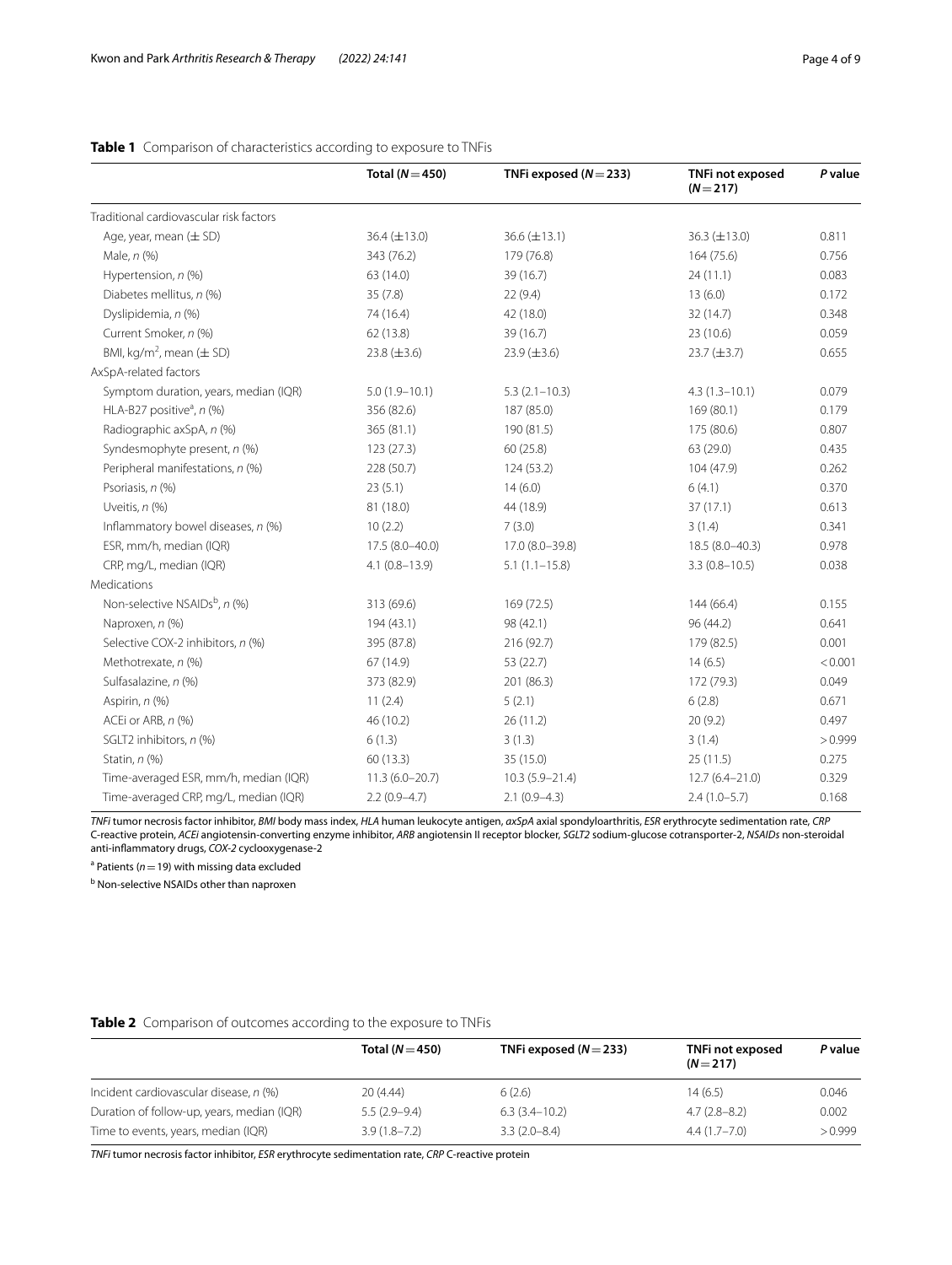**Table 1** Comparison of characteristics according to exposure to TNFis

| | Total ($N = 450$) | TNFi exposed ($N = 233$) | TNFi not exposed ($N = 217$) | *P* value |
|---|---|---|---|---|
| Traditional cardiovascular risk factors | | | | |
| Age, year, mean (± SD) | 36.4 (±13.0) | 36.6 (±13.1) | 36.3 (±13.0) | 0.811 |
| Male, *n* (%) | 343 (76.2) | 179 (76.8) | 164 (75.6) | 0.756 |
| Hypertension, *n* (%) | 63 (14.0) | 39 (16.7) | 24 (11.1) | 0.083 |
| Diabetes mellitus, *n* (%) | 35 (7.8) | 22 (9.4) | 13 (6.0) | 0.172 |
| Dyslipidemia, *n* (%) | 74 (16.4) | 42 (18.0) | 32 (14.7) | 0.348 |
| Current Smoker, *n* (%) | 62 (13.8) | 39 (16.7) | 23 (10.6) | 0.059 |
| BMI, kg/m$^2$, mean (± SD) | 23.8 (±3.6) | 23.9 (±3.6) | 23.7 (±3.7) | 0.655 |
| AxSpA-related factors | | | | |
| Symptom duration, years, median (IQR) | 5.0 (1.9–10.1) | 5.3 (2.1–10.3) | 4.3 (1.3–10.1) | 0.079 |
| HLA-B27 positive[a], *n* (%) | 356 (82.6) | 187 (85.0) | 169 (80.1) | 0.179 |
| Radiographic axSpA, *n* (%) | 365 (81.1) | 190 (81.5) | 175 (80.6) | 0.807 |
| Syndesmophyte present, *n* (%) | 123 (27.3) | 60 (25.8) | 63 (29.0) | 0.435 |
| Peripheral manifestations, *n* (%) | 228 (50.7) | 124 (53.2) | 104 (47.9) | 0.262 |
| Psoriasis, *n* (%) | 23 (5.1) | 14 (6.0) | 6 (4.1) | 0.370 |
| Uveitis, *n* (%) | 81 (18.0) | 44 (18.9) | 37 (17.1) | 0.613 |
| Inflammatory bowel diseases, *n* (%) | 10 (2.2) | 7 (3.0) | 3 (1.4) | 0.341 |
| ESR, mm/h, median (IQR) | 17.5 (8.0–40.0) | 17.0 (8.0–39.8) | 18.5 (8.0–40.3) | 0.978 |
| CRP, mg/L, median (IQR) | 4.1 (0.8–13.9) | 5.1 (1.1–15.8) | 3.3 (0.8–10.5) | 0.038 |
| Medications | | | | |
| Non-selective NSAIDs[b], *n* (%) | 313 (69.6) | 169 (72.5) | 144 (66.4) | 0.155 |
| Naproxen, *n* (%) | 194 (43.1) | 98 (42.1) | 96 (44.2) | 0.641 |
| Selective COX-2 inhibitors, *n* (%) | 395 (87.8) | 216 (92.7) | 179 (82.5) | 0.001 |
| Methotrexate, *n* (%) | 67 (14.9) | 53 (22.7) | 14 (6.5) | < 0.001 |
| Sulfasalazine, *n* (%) | 373 (82.9) | 201 (86.3) | 172 (79.3) | 0.049 |
| Aspirin, *n* (%) | 11 (2.4) | 5 (2.1) | 6 (2.8) | 0.671 |
| ACEi or ARB, *n* (%) | 46 (10.2) | 26 (11.2) | 20 (9.2) | 0.497 |
| SGLT2 inhibitors, *n* (%) | 6 (1.3) | 3 (1.3) | 3 (1.4) | > 0.999 |
| Statin, *n* (%) | 60 (13.3) | 35 (15.0) | 25 (11.5) | 0.275 |
| Time-averaged ESR, mm/h, median (IQR) | 11.3 (6.0–20.7) | 10.3 (5.9–21.4) | 12.7 (6.4–21.0) | 0.329 |
| Time-averaged CRP, mg/L, median (IQR) | 2.2 (0.9–4.7) | 2.1 (0.9–4.3) | 2.4 (1.0–5.7) | 0.168 |

*TNFi* tumor necrosis factor inhibitor, *BMI* body mass index, *HLA* human leukocyte antigen, *axSpA* axial spondyloarthritis, *ESR* erythrocyte sedimentation rate, *CRP* C-reactive protein, *ACEi* angiotensin-converting enzyme inhibitor, *ARB* angiotensin II receptor blocker, *SGLT2* sodium-glucose cotransporter-2, *NSAIDs* non-steroidal anti-inflammatory drugs, *COX-2* cyclooxygenase-2

[a] Patients ($n = 19$) with missing data excluded

[b] Non-selective NSAIDs other than naproxen

**Table 2** Comparison of outcomes according to the exposure to TNFis

| | Total ($N = 450$) | TNFi exposed ($N = 233$) | TNFi not exposed ($N = 217$) | *P* value |
|---|---|---|---|---|
| Incident cardiovascular disease, *n* (%) | 20 (4.44) | 6 (2.6) | 14 (6.5) | 0.046 |
| Duration of follow-up, years, median (IQR) | 5.5 (2.9–9.4) | 6.3 (3.4–10.2) | 4.7 (2.8–8.2) | 0.002 |
| Time to events, years, median (IQR) | 3.9 (1.8–7.2) | 3.3 (2.0–8.4) | 4.4 (1.7–7.0) | > 0.999 |

*TNFi* tumor necrosis factor inhibitor, *ESR* erythrocyte sedimentation rate, *CRP* C-reactive protein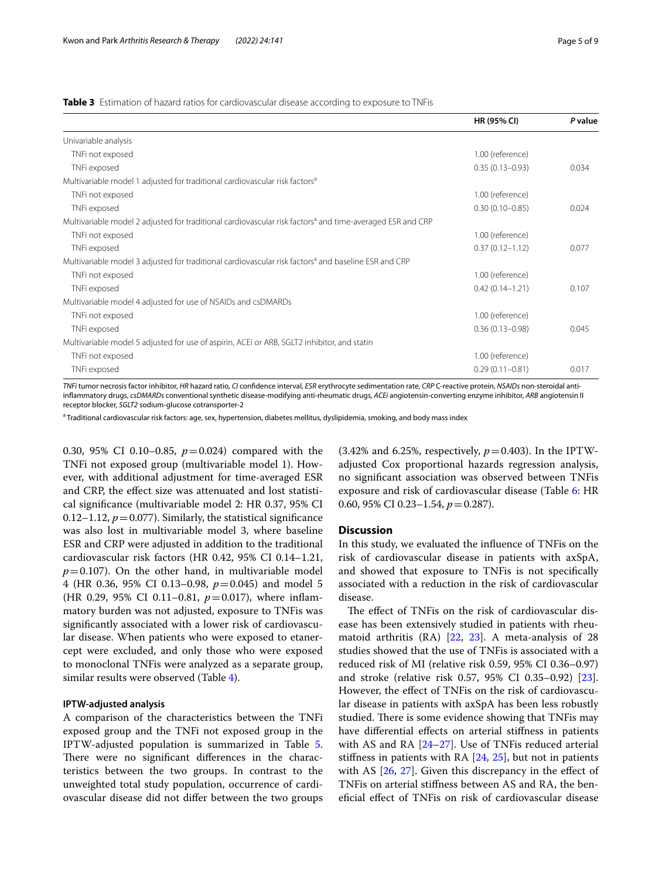**Table 3** Estimation of hazard ratios for cardiovascular disease according to exposure to TNFis

| | HR (95% CI) | *P* value |
|---|---|---|
| Univariable analysis | | |
| TNFi not exposed | 1.00 (reference) | |
| TNFi exposed | 0.35 (0.13–0.93) | 0.034 |
| Multivariable model 1 adjusted for traditional cardiovascular risk factors[a] | | |
| TNFi not exposed | 1.00 (reference) | |
| TNFi exposed | 0.30 (0.10–0.85) | 0.024 |
| Multivariable model 2 adjusted for traditional cardiovascular risk factors[a] and time-averaged ESR and CRP | | |
| TNFi not exposed | 1.00 (reference) | |
| TNFi exposed | 0.37 (0.12–1.12) | 0.077 |
| Multivariable model 3 adjusted for traditional cardiovascular risk factors[a] and baseline ESR and CRP | | |
| TNFi not exposed | 1.00 (reference) | |
| TNFi exposed | 0.42 (0.14–1.21) | 0.107 |
| Multivariable model 4 adjusted for use of NSAIDs and csDMARDs | | |
| TNFi not exposed | 1.00 (reference) | |
| TNFi exposed | 0.36 (0.13–0.98) | 0.045 |
| Multivariable model 5 adjusted for use of aspirin, ACEi or ARB, SGLT2 inhibitor, and statin | | |
| TNFi not exposed | 1.00 (reference) | |
| TNFi exposed | 0.29 (0.11–0.81) | 0.017 |

*TNFi* tumor necrosis factor inhibitor, *HR* hazard ratio, *CI* confidence interval, *ESR* erythrocyte sedimentation rate, *CRP* C-reactive protein, *NSAIDs* non-steroidal anti-inflammatory drugs, *csDMARDs* conventional synthetic disease-modifying anti-rheumatic drugs, *ACEi* angiotensin-converting enzyme inhibitor, *ARB* angiotensin II receptor blocker, *SGLT2* sodium-glucose cotransporter-2

[a] Traditional cardiovascular risk factors: age, sex, hypertension, diabetes mellitus, dyslipidemia, smoking, and body mass index

0.30, 95% CI 0.10–0.85, $p = 0.024$) compared with the TNFi not exposed group (multivariable model 1). However, with additional adjustment for time-averaged ESR and CRP, the effect size was attenuated and lost statistical significance (multivariable model 2: HR 0.37, 95% CI 0.12–1.12, $p = 0.077$). Similarly, the statistical significance was also lost in multivariable model 3, where baseline ESR and CRP were adjusted in addition to the traditional cardiovascular risk factors (HR 0.42, 95% CI 0.14–1.21, $p = 0.107$). On the other hand, in multivariable model 4 (HR 0.36, 95% CI 0.13–0.98, $p = 0.045$) and model 5 (HR 0.29, 95% CI 0.11–0.81, $p = 0.017$), where inflammatory burden was not adjusted, exposure to TNFis was significantly associated with a lower risk of cardiovascular disease. When patients who were exposed to etanercept were excluded, and only those who were exposed to monoclonal TNFis were analyzed as a separate group, similar results were observed (Table 4).

### IPTW-adjusted analysis

A comparison of the characteristics between the TNFi exposed group and the TNFi not exposed group in the IPTW-adjusted population is summarized in Table 5. There were no significant differences in the characteristics between the two groups. In contrast to the unweighted total study population, occurrence of cardiovascular disease did not differ between the two groups (3.42% and 6.25%, respectively, $p = 0.403$). In the IPTW-adjusted Cox proportional hazards regression analysis, no significant association was observed between TNFis exposure and risk of cardiovascular disease (Table 6: HR 0.60, 95% CI 0.23–1.54, $p = 0.287$).

## Discussion

In this study, we evaluated the influence of TNFis on the risk of cardiovascular disease in patients with axSpA, and showed that exposure to TNFis is not specifically associated with a reduction in the risk of cardiovascular disease.

The effect of TNFis on the risk of cardiovascular disease has been extensively studied in patients with rheumatoid arthritis (RA) [22, 23]. A meta-analysis of 28 studies showed that the use of TNFis is associated with a reduced risk of MI (relative risk 0.59, 95% CI 0.36–0.97) and stroke (relative risk 0.57, 95% CI 0.35–0.92) [23]. However, the effect of TNFis on the risk of cardiovascular disease in patients with axSpA has been less robustly studied. There is some evidence showing that TNFis may have differential effects on arterial stiffness in patients with AS and RA [24–27]. Use of TNFis reduced arterial stiffness in patients with RA [24, 25], but not in patients with AS [26, 27]. Given this discrepancy in the effect of TNFis on arterial stiffness between AS and RA, the beneficial effect of TNFis on risk of cardiovascular disease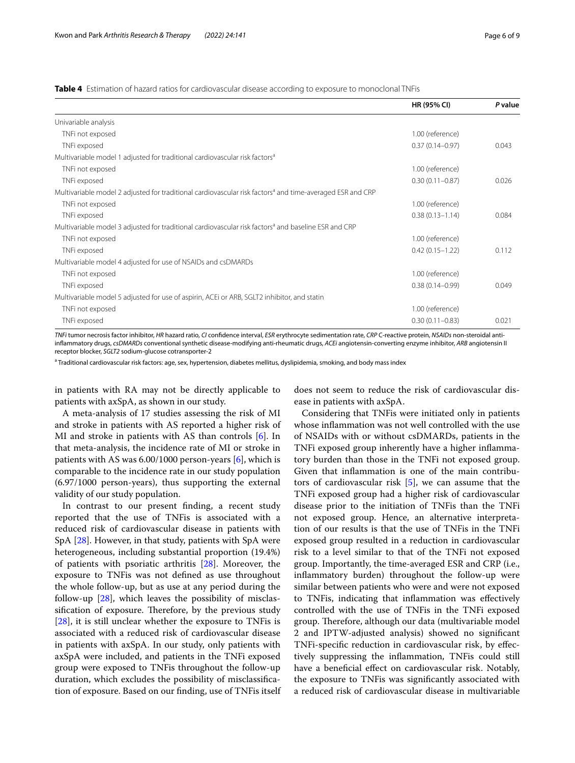**Table 4** Estimation of hazard ratios for cardiovascular disease according to exposure to monoclonal TNFis

| | HR (95% CI) | *P* value |
|---|---|---|
| Univariable analysis | | |
| TNFi not exposed | 1.00 (reference) | |
| TNFi exposed | 0.37 (0.14–0.97) | 0.043 |
| Multivariable model 1 adjusted for traditional cardiovascular risk factors[a] | | |
| TNFi not exposed | 1.00 (reference) | |
| TNFi exposed | 0.30 (0.11–0.87) | 0.026 |
| Multivariable model 2 adjusted for traditional cardiovascular risk factors[a] and time-averaged ESR and CRP | | |
| TNFi not exposed | 1.00 (reference) | |
| TNFi exposed | 0.38 (0.13–1.14) | 0.084 |
| Multivariable model 3 adjusted for traditional cardiovascular risk factors[a] and baseline ESR and CRP | | |
| TNFi not exposed | 1.00 (reference) | |
| TNFi exposed | 0.42 (0.15–1.22) | 0.112 |
| Multivariable model 4 adjusted for use of NSAIDs and csDMARDs | | |
| TNFi not exposed | 1.00 (reference) | |
| TNFi exposed | 0.38 (0.14–0.99) | 0.049 |
| Multivariable model 5 adjusted for use of aspirin, ACEi or ARB, SGLT2 inhibitor, and statin | | |
| TNFi not exposed | 1.00 (reference) | |
| TNFi exposed | 0.30 (0.11–0.83) | 0.021 |

*TNFi* tumor necrosis factor inhibitor, *HR* hazard ratio, *CI* confidence interval, *ESR* erythrocyte sedimentation rate, *CRP* C-reactive protein, *NSAIDs* non-steroidal anti-inflammatory drugs, *csDMARDs* conventional synthetic disease-modifying anti-rheumatic drugs, *ACEi* angiotensin-converting enzyme inhibitor, *ARB* angiotensin II receptor blocker, *SGLT2* sodium-glucose cotransporter-2

[a] Traditional cardiovascular risk factors: age, sex, hypertension, diabetes mellitus, dyslipidemia, smoking, and body mass index

in patients with RA may not be directly applicable to patients with axSpA, as shown in our study.

A meta-analysis of 17 studies assessing the risk of MI and stroke in patients with AS reported a higher risk of MI and stroke in patients with AS than controls [6]. In that meta-analysis, the incidence rate of MI or stroke in patients with AS was 6.00/1000 person-years [6], which is comparable to the incidence rate in our study population (6.97/1000 person-years), thus supporting the external validity of our study population.

In contrast to our present finding, a recent study reported that the use of TNFis is associated with a reduced risk of cardiovascular disease in patients with SpA [28]. However, in that study, patients with SpA were heterogeneous, including substantial proportion (19.4%) of patients with psoriatic arthritis [28]. Moreover, the exposure to TNFis was not defined as use throughout the whole follow-up, but as use at any period during the follow-up [28], which leaves the possibility of misclassification of exposure. Therefore, by the previous study [28], it is still unclear whether the exposure to TNFis is associated with a reduced risk of cardiovascular disease in patients with axSpA. In our study, only patients with axSpA were included, and patients in the TNFi exposed group were exposed to TNFis throughout the follow-up duration, which excludes the possibility of misclassification of exposure. Based on our finding, use of TNFis itself does not seem to reduce the risk of cardiovascular disease in patients with axSpA.

Considering that TNFis were initiated only in patients whose inflammation was not well controlled with the use of NSAIDs with or without csDMARDs, patients in the TNFi exposed group inherently have a higher inflammatory burden than those in the TNFi not exposed group. Given that inflammation is one of the main contributors of cardiovascular risk [5], we can assume that the TNFi exposed group had a higher risk of cardiovascular disease prior to the initiation of TNFis than the TNFi not exposed group. Hence, an alternative interpretation of our results is that the use of TNFis in the TNFi exposed group resulted in a reduction in cardiovascular risk to a level similar to that of the TNFi not exposed group. Importantly, the time-averaged ESR and CRP (i.e., inflammatory burden) throughout the follow-up were similar between patients who were and were not exposed to TNFis, indicating that inflammation was effectively controlled with the use of TNFis in the TNFi exposed group. Therefore, although our data (multivariable model 2 and IPTW-adjusted analysis) showed no significant TNFi-specific reduction in cardiovascular risk, by effectively suppressing the inflammation, TNFis could still have a beneficial effect on cardiovascular risk. Notably, the exposure to TNFis was significantly associated with a reduced risk of cardiovascular disease in multivariable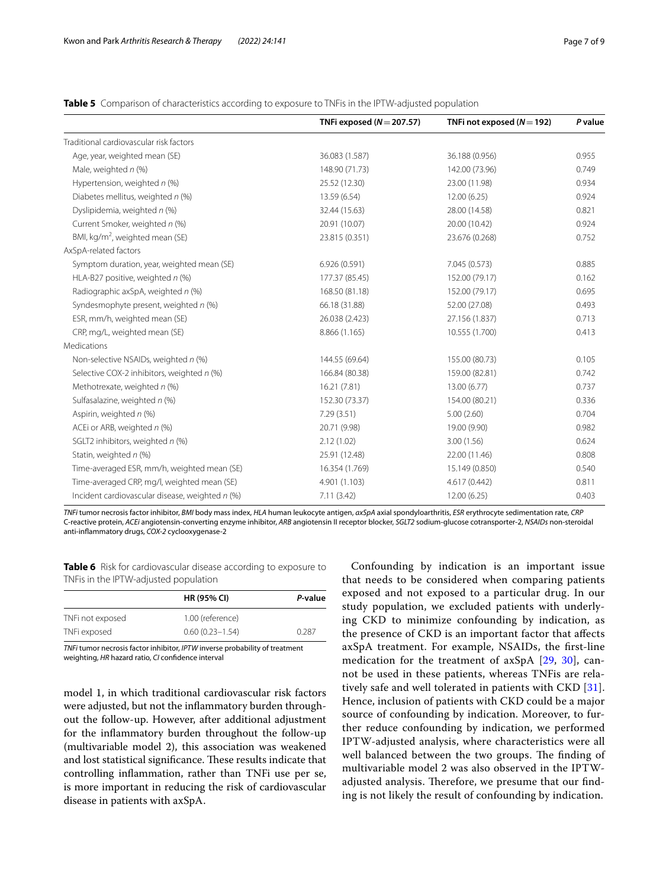**Table 5** Comparison of characteristics according to exposure to TNFis in the IPTW-adjusted population

| | TNFi exposed ($N = 207.57$) | TNFi not exposed ($N = 192$) | P value |
|---|---|---|---|
| Traditional cardiovascular risk factors | | | |
| Age, year, weighted mean (SE) | 36.083 (1.587) | 36.188 (0.956) | 0.955 |
| Male, weighted *n* (%) | 148.90 (71.73) | 142.00 (73.96) | 0.749 |
| Hypertension, weighted *n* (%) | 25.52 (12.30) | 23.00 (11.98) | 0.934 |
| Diabetes mellitus, weighted *n* (%) | 13.59 (6.54) | 12.00 (6.25) | 0.924 |
| Dyslipidemia, weighted *n* (%) | 32.44 (15.63) | 28.00 (14.58) | 0.821 |
| Current Smoker, weighted *n* (%) | 20.91 (10.07) | 20.00 (10.42) | 0.924 |
| BMI, kg/m$^2$, weighted mean (SE) | 23.815 (0.351) | 23.676 (0.268) | 0.752 |
| AxSpA-related factors | | | |
| Symptom duration, year, weighted mean (SE) | 6.926 (0.591) | 7.045 (0.573) | 0.885 |
| HLA-B27 positive, weighted *n* (%) | 177.37 (85.45) | 152.00 (79.17) | 0.162 |
| Radiographic axSpA, weighted *n* (%) | 168.50 (81.18) | 152.00 (79.17) | 0.695 |
| Syndesmophyte present, weighted *n* (%) | 66.18 (31.88) | 52.00 (27.08) | 0.493 |
| ESR, mm/h, weighted mean (SE) | 26.038 (2.423) | 27.156 (1.837) | 0.713 |
| CRP, mg/L, weighted mean (SE) | 8.866 (1.165) | 10.555 (1.700) | 0.413 |
| Medications | | | |
| Non-selective NSAIDs, weighted *n* (%) | 144.55 (69.64) | 155.00 (80.73) | 0.105 |
| Selective COX-2 inhibitors, weighted *n* (%) | 166.84 (80.38) | 159.00 (82.81) | 0.742 |
| Methotrexate, weighted *n* (%) | 16.21 (7.81) | 13.00 (6.77) | 0.737 |
| Sulfasalazine, weighted *n* (%) | 152.30 (73.37) | 154.00 (80.21) | 0.336 |
| Aspirin, weighted *n* (%) | 7.29 (3.51) | 5.00 (2.60) | 0.704 |
| ACEi or ARB, weighted *n* (%) | 20.71 (9.98) | 19.00 (9.90) | 0.982 |
| SGLT2 inhibitors, weighted *n* (%) | 2.12 (1.02) | 3.00 (1.56) | 0.624 |
| Statin, weighted *n* (%) | 25.91 (12.48) | 22.00 (11.46) | 0.808 |
| Time-averaged ESR, mm/h, weighted mean (SE) | 16.354 (1.769) | 15.149 (0.850) | 0.540 |
| Time-averaged CRP, mg/l, weighted mean (SE) | 4.901 (1.103) | 4.617 (0.442) | 0.811 |
| Incident cardiovascular disease, weighted *n* (%) | 7.11 (3.42) | 12.00 (6.25) | 0.403 |

*TNFi* tumor necrosis factor inhibitor, *BMI* body mass index, *HLA* human leukocyte antigen, *axSpA* axial spondyloarthritis, *ESR* erythrocyte sedimentation rate, *CRP* C-reactive protein, *ACEi* angiotensin-converting enzyme inhibitor, *ARB* angiotensin II receptor blocker, *SGLT2* sodium-glucose cotransporter-2, *NSAIDs* non-steroidal anti-inflammatory drugs, *COX-2* cyclooxygenase-2

**Table 6** Risk for cardiovascular disease according to exposure to TNFis in the IPTW-adjusted population

| | HR (95% CI) | *P*-value |
|---|---|---|
| TNFi not exposed | 1.00 (reference) | |
| TNFi exposed | 0.60 (0.23–1.54) | 0.287 |

*TNFi* tumor necrosis factor inhibitor, *IPTW* inverse probability of treatment weighting, *HR* hazard ratio, *CI* confidence interval

model 1, in which traditional cardiovascular risk factors were adjusted, but not the inflammatory burden throughout the follow-up. However, after additional adjustment for the inflammatory burden throughout the follow-up (multivariable model 2), this association was weakened and lost statistical significance. These results indicate that controlling inflammation, rather than TNFi use per se, is more important in reducing the risk of cardiovascular disease in patients with axSpA.

Confounding by indication is an important issue that needs to be considered when comparing patients exposed and not exposed to a particular drug. In our study population, we excluded patients with underlying CKD to minimize confounding by indication, as the presence of CKD is an important factor that affects axSpA treatment. For example, NSAIDs, the first-line medication for the treatment of axSpA [29, 30], cannot be used in these patients, whereas TNFis are relatively safe and well tolerated in patients with CKD [31]. Hence, inclusion of patients with CKD could be a major source of confounding by indication. Moreover, to further reduce confounding by indication, we performed IPTW-adjusted analysis, where characteristics were all well balanced between the two groups. The finding of multivariable model 2 was also observed in the IPTW-adjusted analysis. Therefore, we presume that our finding is not likely the result of confounding by indication.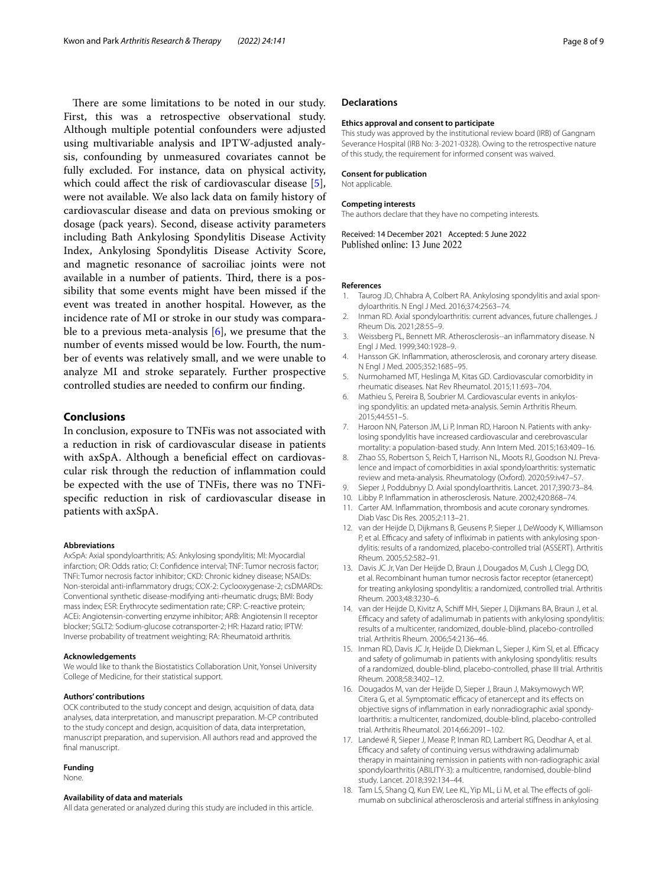There are some limitations to be noted in our study. First, this was a retrospective observational study. Although multiple potential confounders were adjusted using multivariable analysis and IPTW-adjusted analysis, confounding by unmeasured covariates cannot be fully excluded. For instance, data on physical activity, which could affect the risk of cardiovascular disease [5], were not available. We also lack data on family history of cardiovascular disease and data on previous smoking or dosage (pack years). Second, disease activity parameters including Bath Ankylosing Spondylitis Disease Activity Index, Ankylosing Spondylitis Disease Activity Score, and magnetic resonance of sacroiliac joints were not available in a number of patients. Third, there is a possibility that some events might have been missed if the event was treated in another hospital. However, as the incidence rate of MI or stroke in our study was comparable to a previous meta-analysis [6], we presume that the number of events missed would be low. Fourth, the number of events was relatively small, and we were unable to analyze MI and stroke separately. Further prospective controlled studies are needed to confirm our finding.

## Conclusions

In conclusion, exposure to TNFis was not associated with a reduction in risk of cardiovascular disease in patients with axSpA. Although a beneficial effect on cardiovascular risk through the reduction of inflammation could be expected with the use of TNFis, there was no TNFi-specific reduction in risk of cardiovascular disease in patients with axSpA.

#### Abbreviations

AxSpA: Axial spondyloarthritis; AS: Ankylosing spondylitis; MI: Myocardial infarction; OR: Odds ratio; CI: Confidence interval; TNF: Tumor necrosis factor; TNFi: Tumor necrosis factor inhibitor; CKD: Chronic kidney disease; NSAIDs: Non-steroidal anti-inflammatory drugs; COX-2: Cyclooxygenase-2; csDMARDs: Conventional synthetic disease-modifying anti-rheumatic drugs; BMI: Body mass index; ESR: Erythrocyte sedimentation rate; CRP: C-reactive protein; ACEi: Angiotensin-converting enzyme inhibitor; ARB: Angiotensin II receptor blocker; SGLT2: Sodium-glucose cotransporter-2; HR: Hazard ratio; IPTW: Inverse probability of treatment weighting; RA: Rheumatoid arthritis.

#### Acknowledgements

We would like to thank the Biostatistics Collaboration Unit, Yonsei University College of Medicine, for their statistical support.

#### Authors' contributions

OCK contributed to the study concept and design, acquisition of data, data analyses, data interpretation, and manuscript preparation. M-CP contributed to the study concept and design, acquisition of data, data interpretation, manuscript preparation, and supervision. All authors read and approved the final manuscript.

#### Funding

None.

#### Availability of data and materials

All data generated or analyzed during this study are included in this article.

### Declarations

#### Ethics approval and consent to participate

This study was approved by the institutional review board (IRB) of Gangnam Severance Hospital (IRB No: 3-2021-0328). Owing to the retrospective nature of this study, the requirement for informed consent was waived.

#### Consent for publication

Not applicable.

#### Competing interests

The authors declare that they have no competing interests.

Received: 14 December 2021 Accepted: 5 June 2022
Published online: 13 June 2022

#### References

1. Taurog JD, Chhabra A, Colbert RA. Ankylosing spondylitis and axial spondyloarthritis. N Engl J Med. 2016;374:2563–74.
2. Inman RD. Axial spondyloarthritis: current advances, future challenges. J Rheum Dis. 2021;28:55–9.
3. Weissberg PL, Bennett MR. Atherosclerosis--an inflammatory disease. N Engl J Med. 1999;340:1928–9.
4. Hansson GK. Inflammation, atherosclerosis, and coronary artery disease. N Engl J Med. 2005;352:1685–95.
5. Nurmohamed MT, Heslinga M, Kitas GD. Cardiovascular comorbidity in rheumatic diseases. Nat Rev Rheumatol. 2015;11:693–704.
6. Mathieu S, Pereira B, Soubrier M. Cardiovascular events in ankylosing spondylitis: an updated meta-analysis. Semin Arthritis Rheum. 2015;44:551–5.
7. Haroon NN, Paterson JM, Li P, Inman RD, Haroon N. Patients with ankylosing spondylitis have increased cardiovascular and cerebrovascular mortality: a population-based study. Ann Intern Med. 2015;163:409–16.
8. Zhao SS, Robertson S, Reich T, Harrison NL, Moots RJ, Goodson NJ. Prevalence and impact of comorbidities in axial spondyloarthritis: systematic review and meta-analysis. Rheumatology (Oxford). 2020;59:iv47–57.
9. Sieper J, Poddubnyy D. Axial spondyloarthritis. Lancet. 2017;390:73–84.
10. Libby P. Inflammation in atherosclerosis. Nature. 2002;420:868–74.
11. Carter AM. Inflammation, thrombosis and acute coronary syndromes. Diab Vasc Dis Res. 2005;2:113–21.
12. van der Heijde D, Dijkmans B, Geusens P, Sieper J, DeWoody K, Williamson P, et al. Efficacy and safety of infliximab in patients with ankylosing spondylitis: results of a randomized, placebo-controlled trial (ASSERT). Arthritis Rheum. 2005;52:582–91.
13. Davis JC Jr, Van Der Heijde D, Braun J, Dougados M, Cush J, Clegg DO, et al. Recombinant human tumor necrosis factor receptor (etanercept) for treating ankylosing spondylitis: a randomized, controlled trial. Arthritis Rheum. 2003;48:3230–6.
14. van der Heijde D, Kivitz A, Schiff MH, Sieper J, Dijkmans BA, Braun J, et al. Efficacy and safety of adalimumab in patients with ankylosing spondylitis: results of a multicenter, randomized, double-blind, placebo-controlled trial. Arthritis Rheum. 2006;54:2136–46.
15. Inman RD, Davis JC Jr, Heijde D, Diekman L, Sieper J, Kim SI, et al. Efficacy and safety of golimumab in patients with ankylosing spondylitis: results of a randomized, double-blind, placebo-controlled, phase III trial. Arthritis Rheum. 2008;58:3402–12.
16. Dougados M, van der Heijde D, Sieper J, Braun J, Maksymowych WP, Citera G, et al. Symptomatic efficacy of etanercept and its effects on objective signs of inflammation in early nonradiographic axial spondyloarthritis: a multicenter, randomized, double-blind, placebo-controlled trial. Arthritis Rheumatol. 2014;66:2091–102.
17. Landewé R, Sieper J, Mease P, Inman RD, Lambert RG, Deodhar A, et al. Efficacy and safety of continuing versus withdrawing adalimumab therapy in maintaining remission in patients with non-radiographic axial spondyloarthritis (ABILITY-3): a multicentre, randomised, double-blind study. Lancet. 2018;392:134–44.
18. Tam LS, Shang Q, Kun EW, Lee KL, Yip ML, Li M, et al. The effects of golimumab on subclinical atherosclerosis and arterial stiffness in ankylosing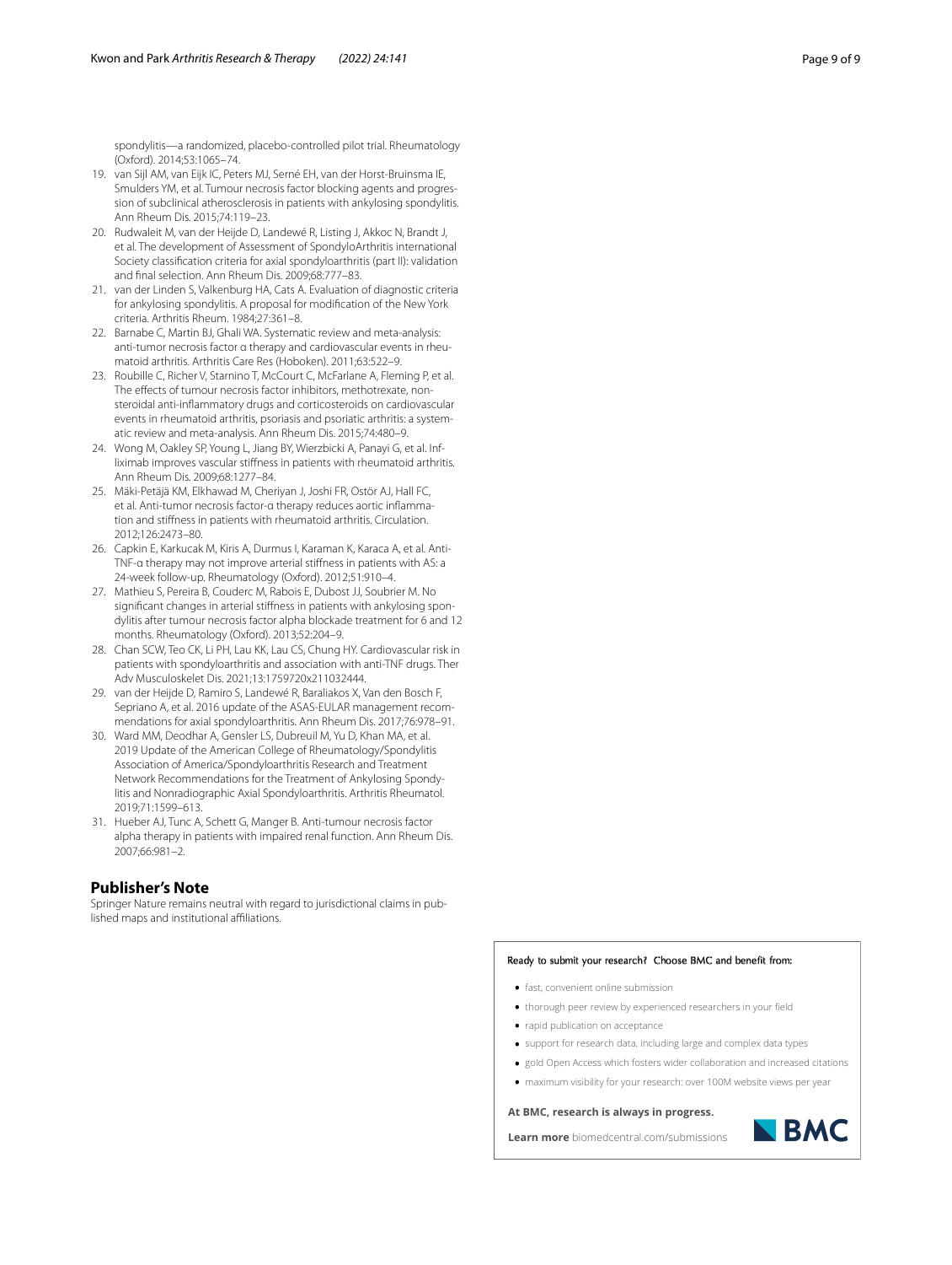spondylitis—a randomized, placebo-controlled pilot trial. Rheumatology (Oxford). 2014;53:1065–74.

19. van Sijl AM, van Eijk IC, Peters MJ, Serné EH, van der Horst-Bruinsma IE, Smulders YM, et al. Tumour necrosis factor blocking agents and progression of subclinical atherosclerosis in patients with ankylosing spondylitis. Ann Rheum Dis. 2015;74:119–23.
20. Rudwaleit M, van der Heijde D, Landewé R, Listing J, Akkoc N, Brandt J, et al. The development of Assessment of SpondyloArthritis international Society classification criteria for axial spondyloarthritis (part II): validation and final selection. Ann Rheum Dis. 2009;68:777–83.
21. van der Linden S, Valkenburg HA, Cats A. Evaluation of diagnostic criteria for ankylosing spondylitis. A proposal for modification of the New York criteria. Arthritis Rheum. 1984;27:361–8.
22. Barnabe C, Martin BJ, Ghali WA. Systematic review and meta-analysis: anti-tumor necrosis factor α therapy and cardiovascular events in rheumatoid arthritis. Arthritis Care Res (Hoboken). 2011;63:522–9.
23. Roubille C, Richer V, Starnino T, McCourt C, McFarlane A, Fleming P, et al. The effects of tumour necrosis factor inhibitors, methotrexate, non-steroidal anti-inflammatory drugs and corticosteroids on cardiovascular events in rheumatoid arthritis, psoriasis and psoriatic arthritis: a systematic review and meta-analysis. Ann Rheum Dis. 2015;74:480–9.
24. Wong M, Oakley SP, Young L, Jiang BY, Wierzbicki A, Panayi G, et al. Infliximab improves vascular stiffness in patients with rheumatoid arthritis. Ann Rheum Dis. 2009;68:1277–84.
25. Mäki-Petäjä KM, Elkhawad M, Cheriyan J, Joshi FR, Ostör AJ, Hall FC, et al. Anti-tumor necrosis factor-α therapy reduces aortic inflammation and stiffness in patients with rheumatoid arthritis. Circulation. 2012;126:2473–80.
26. Capkin E, Karkucak M, Kiris A, Durmus I, Karaman K, Karaca A, et al. Anti-TNF-α therapy may not improve arterial stiffness in patients with AS: a 24-week follow-up. Rheumatology (Oxford). 2012;51:910–4.
27. Mathieu S, Pereira B, Couderc M, Rabois E, Dubost JJ, Soubrier M. No significant changes in arterial stiffness in patients with ankylosing spondylitis after tumour necrosis factor alpha blockade treatment for 6 and 12 months. Rheumatology (Oxford). 2013;52:204–9.
28. Chan SCW, Teo CK, Li PH, Lau KK, Lau CS, Chung HY. Cardiovascular risk in patients with spondyloarthritis and association with anti-TNF drugs. Ther Adv Musculoskelet Dis. 2021;13:1759720x211032444.
29. van der Heijde D, Ramiro S, Landewé R, Baraliakos X, Van den Bosch F, Sepriano A, et al. 2016 update of the ASAS-EULAR management recommendations for axial spondyloarthritis. Ann Rheum Dis. 2017;76:978–91.
30. Ward MM, Deodhar A, Gensler LS, Dubreuil M, Yu D, Khan MA, et al. 2019 Update of the American College of Rheumatology/Spondylitis Association of America/Spondyloarthritis Research and Treatment Network Recommendations for the Treatment of Ankylosing Spondylitis and Nonradiographic Axial Spondyloarthritis. Arthritis Rheumatol. 2019;71:1599–613.
31. Hueber AJ, Tunc A, Schett G, Manger B. Anti-tumour necrosis factor alpha therapy in patients with impaired renal function. Ann Rheum Dis. 2007;66:981–2.

## Publisher's Note

Springer Nature remains neutral with regard to jurisdictional claims in published maps and institutional affiliations.

Ready to submit your research? Choose BMC and benefit from:

- fast, convenient online submission
- thorough peer review by experienced researchers in your field
- rapid publication on acceptance
- support for research data, including large and complex data types
- gold Open Access which fosters wider collaboration and increased citations
- maximum visibility for your research: over 100M website views per year

**At BMC, research is always in progress.**

**Learn more** biomedcentral.com/submissions

BMC